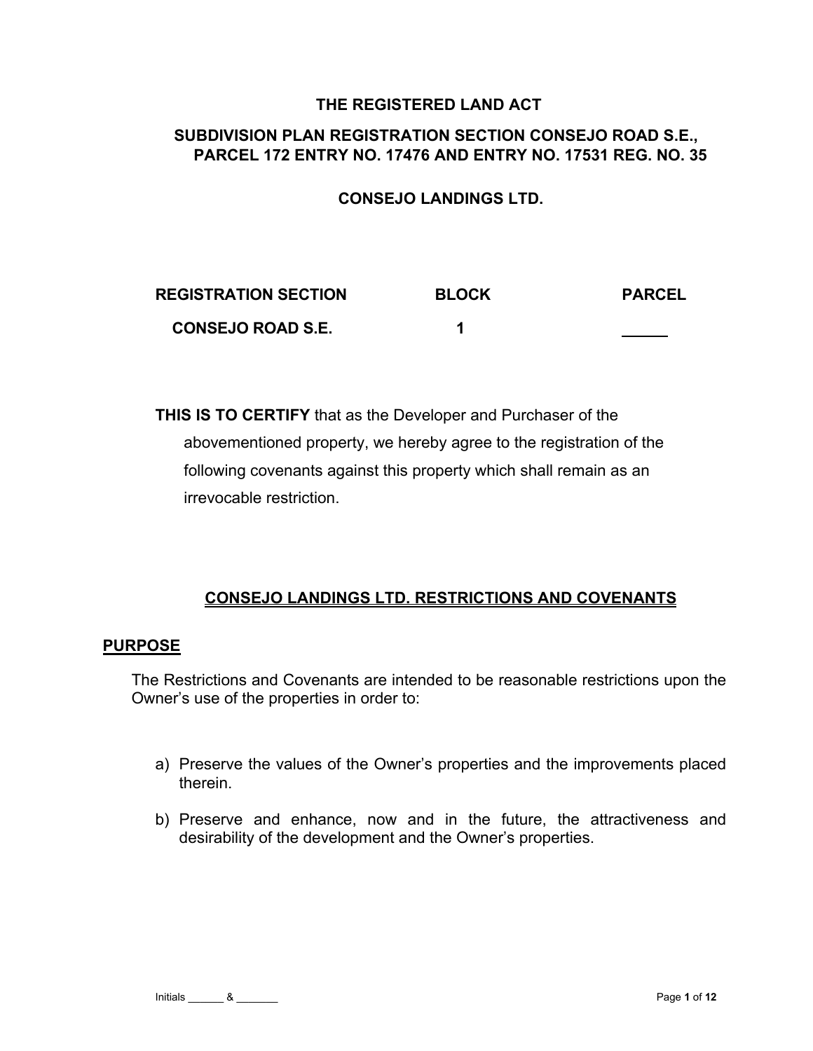**THE REGISTERED LAND ACT**

**SUBDIVISION PLAN REGISTRATION SECTION CONSEJO ROAD S.E., PARCEL 172 ENTRY NO. 17476 AND ENTRY NO. 17531 REG. NO. 35**

**CONSEJO LANDINGS LTD.**

| REGISTRATION SECTION | BLOCK | PARCEL |
| --- | --- | --- |
| CONSEJO ROAD S.E. | 1 | _____ |

**THIS IS TO CERTIFY** that as the Developer and Purchaser of the abovementioned property, we hereby agree to the registration of the following covenants against this property which shall remain as an irrevocable restriction.

## CONSEJO LANDINGS LTD. RESTRICTIONS AND COVENANTS

### PURPOSE

The Restrictions and Covenants are intended to be reasonable restrictions upon the Owner's use of the properties in order to:

a) Preserve the values of the Owner's properties and the improvements placed therein.

b) Preserve and enhance, now and in the future, the attractiveness and desirability of the development and the Owner's properties.

Initials ______ & _______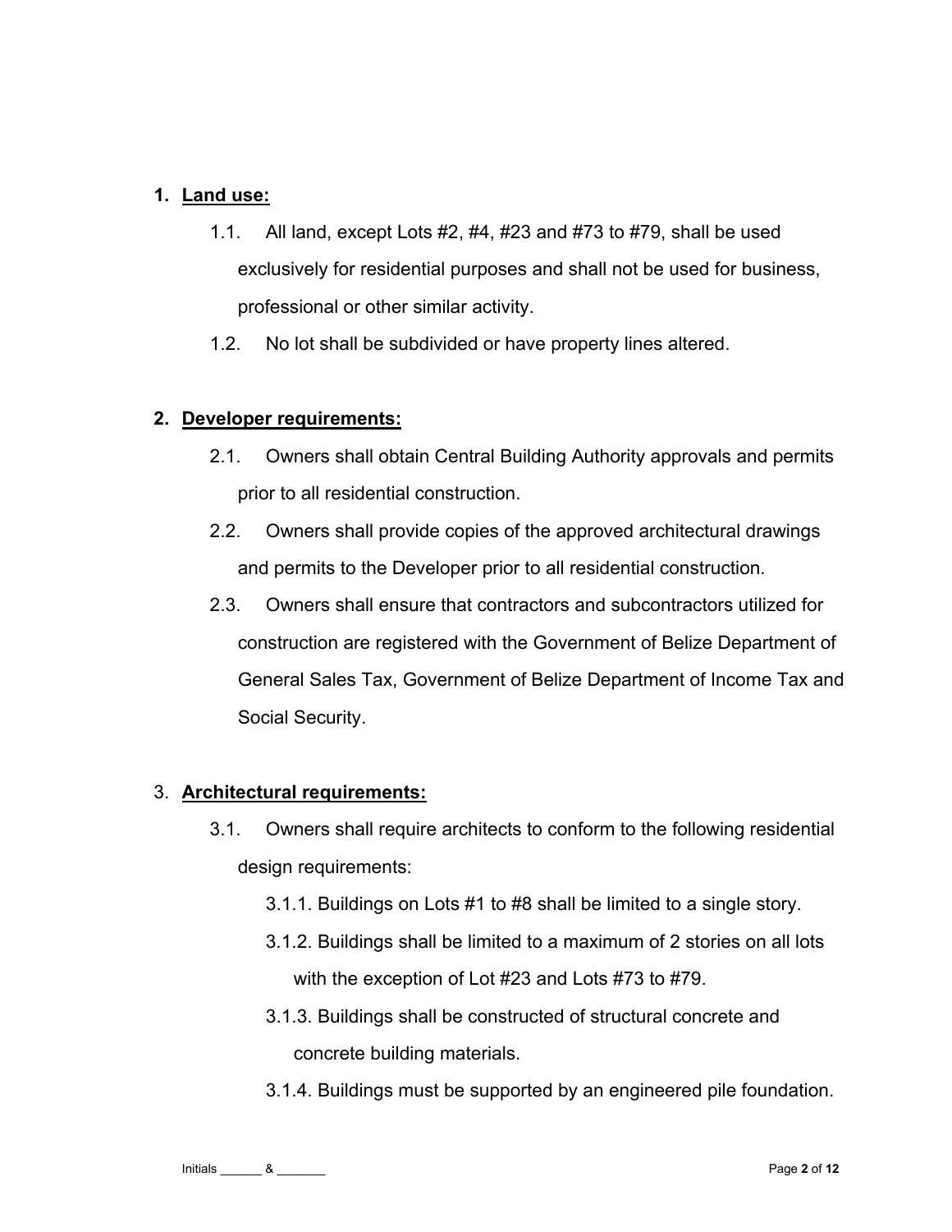1. **Land use:**

   1.1. All land, except Lots #2, #4, #23 and #73 to #79, shall be used exclusively for residential purposes and shall not be used for business, professional or other similar activity.

   1.2. No lot shall be subdivided or have property lines altered.

2. **Developer requirements:**

   2.1. Owners shall obtain Central Building Authority approvals and permits prior to all residential construction.

   2.2. Owners shall provide copies of the approved architectural drawings and permits to the Developer prior to all residential construction.

   2.3. Owners shall ensure that contractors and subcontractors utilized for construction are registered with the Government of Belize Department of General Sales Tax, Government of Belize Department of Income Tax and Social Security.

3. **Architectural requirements:**

   3.1. Owners shall require architects to conform to the following residential design requirements:

      3.1.1. Buildings on Lots #1 to #8 shall be limited to a single story.

      3.1.2. Buildings shall be limited to a maximum of 2 stories on all lots with the exception of Lot #23 and Lots #73 to #79.

      3.1.3. Buildings shall be constructed of structural concrete and concrete building materials.

      3.1.4. Buildings must be supported by an engineered pile foundation.

Initials ______ & _______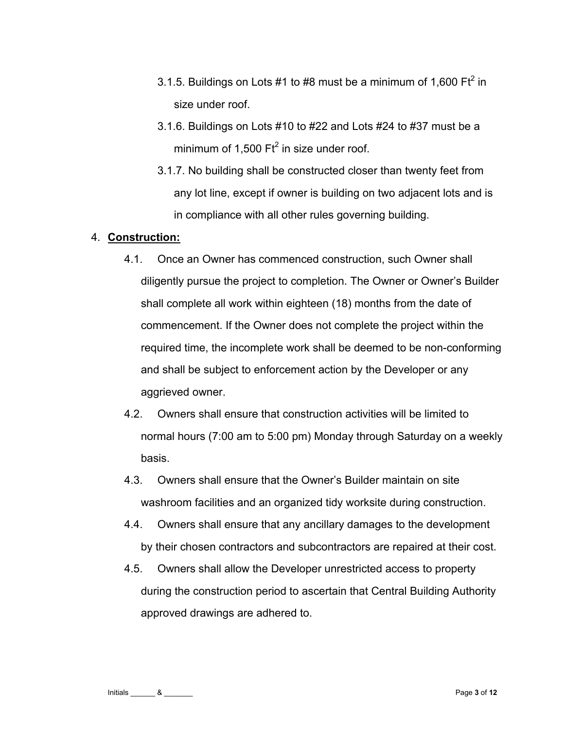3.1.5. Buildings on Lots #1 to #8 must be a minimum of 1,600 $Ft^2$ in size under roof.

3.1.6. Buildings on Lots #10 to #22 and Lots #24 to #37 must be a minimum of 1,500 $Ft^2$ in size under roof.

3.1.7. No building shall be constructed closer than twenty feet from any lot line, except if owner is building on two adjacent lots and is in compliance with all other rules governing building.

4. **<u>Construction:</u>**

4.1. Once an Owner has commenced construction, such Owner shall diligently pursue the project to completion. The Owner or Owner's Builder shall complete all work within eighteen (18) months from the date of commencement. If the Owner does not complete the project within the required time, the incomplete work shall be deemed to be non-conforming and shall be subject to enforcement action by the Developer or any aggrieved owner.

4.2. Owners shall ensure that construction activities will be limited to normal hours (7:00 am to 5:00 pm) Monday through Saturday on a weekly basis.

4.3. Owners shall ensure that the Owner's Builder maintain on site washroom facilities and an organized tidy worksite during construction.

4.4. Owners shall ensure that any ancillary damages to the development by their chosen contractors and subcontractors are repaired at their cost.

4.5. Owners shall allow the Developer unrestricted access to property during the construction period to ascertain that Central Building Authority approved drawings are adhered to.

Initials ______ & _______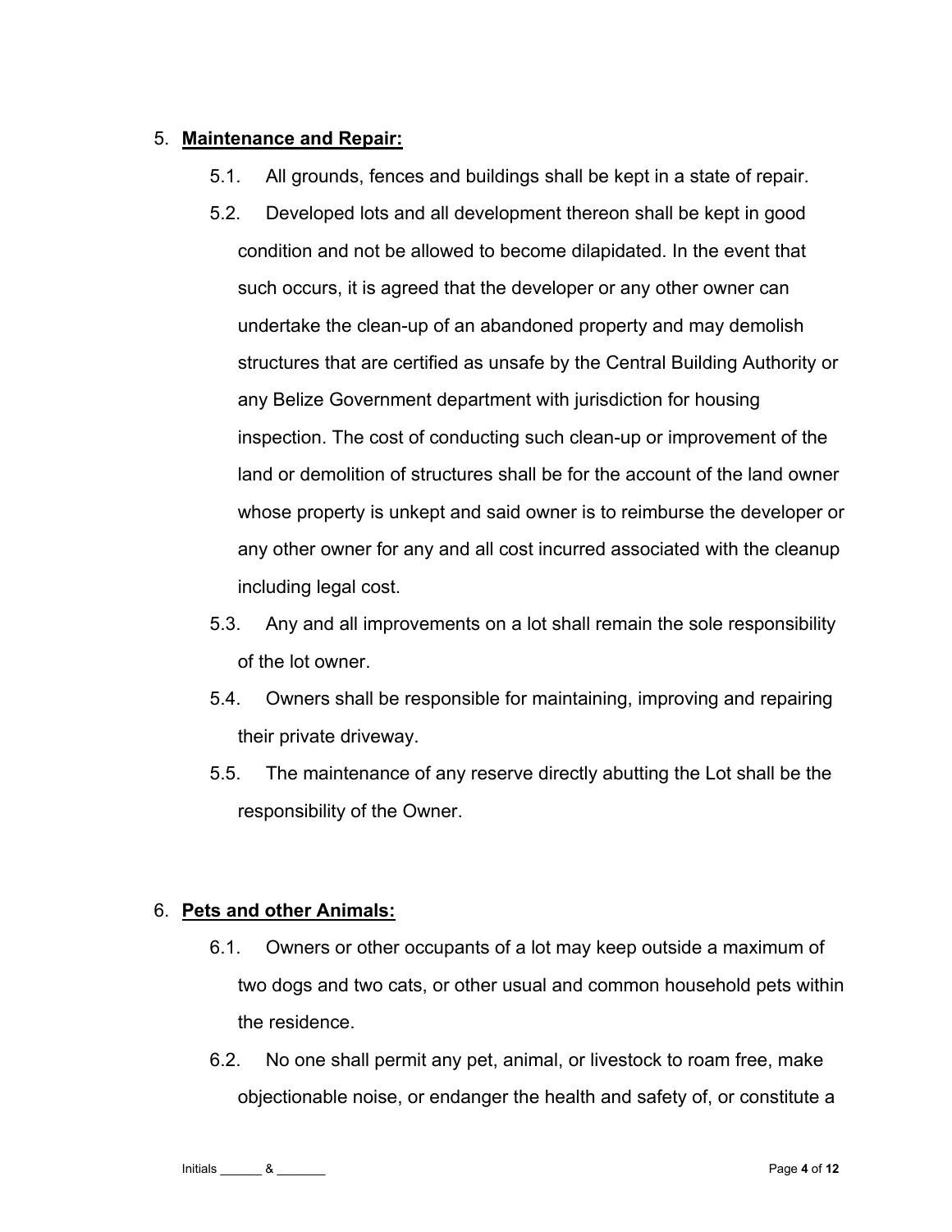5. **Maintenance and Repair:**

   5.1. All grounds, fences and buildings shall be kept in a state of repair.

   5.2. Developed lots and all development thereon shall be kept in good condition and not be allowed to become dilapidated. In the event that such occurs, it is agreed that the developer or any other owner can undertake the clean-up of an abandoned property and may demolish structures that are certified as unsafe by the Central Building Authority or any Belize Government department with jurisdiction for housing inspection. The cost of conducting such clean-up or improvement of the land or demolition of structures shall be for the account of the land owner whose property is unkept and said owner is to reimburse the developer or any other owner for any and all cost incurred associated with the cleanup including legal cost.

   5.3. Any and all improvements on a lot shall remain the sole responsibility of the lot owner.

   5.4. Owners shall be responsible for maintaining, improving and repairing their private driveway.

   5.5. The maintenance of any reserve directly abutting the Lot shall be the responsibility of the Owner.

6. **Pets and other Animals:**

   6.1. Owners or other occupants of a lot may keep outside a maximum of two dogs and two cats, or other usual and common household pets within the residence.

   6.2. No one shall permit any pet, animal, or livestock to roam free, make objectionable noise, or endanger the health and safety of, or constitute a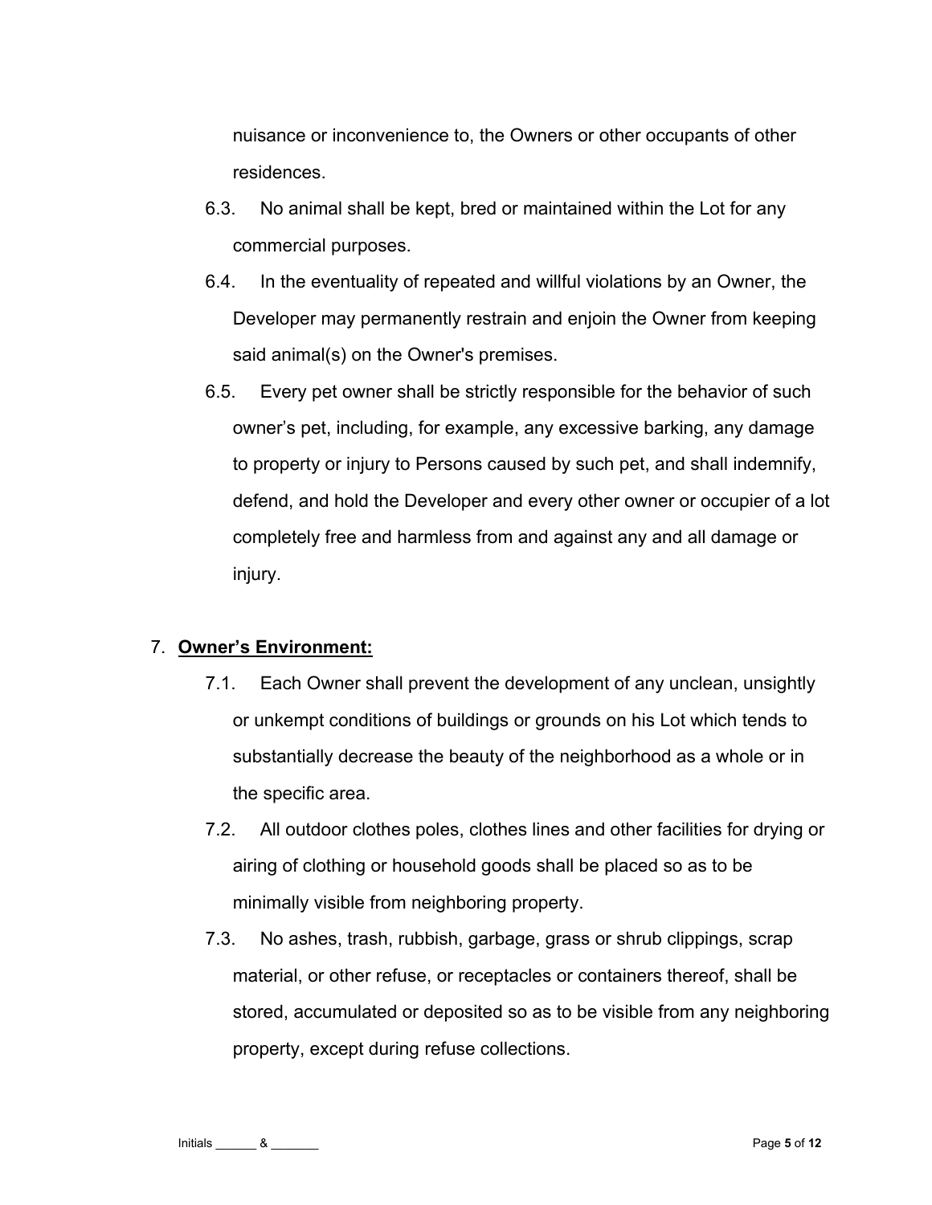nuisance or inconvenience to, the Owners or other occupants of other residences.

6.3. No animal shall be kept, bred or maintained within the Lot for any commercial purposes.

6.4. In the eventuality of repeated and willful violations by an Owner, the Developer may permanently restrain and enjoin the Owner from keeping said animal(s) on the Owner's premises.

6.5. Every pet owner shall be strictly responsible for the behavior of such owner's pet, including, for example, any excessive barking, any damage to property or injury to Persons caused by such pet, and shall indemnify, defend, and hold the Developer and every other owner or occupier of a lot completely free and harmless from and against any and all damage or injury.

7. **Owner's Environment:**

7.1. Each Owner shall prevent the development of any unclean, unsightly or unkempt conditions of buildings or grounds on his Lot which tends to substantially decrease the beauty of the neighborhood as a whole or in the specific area.

7.2. All outdoor clothes poles, clothes lines and other facilities for drying or airing of clothing or household goods shall be placed so as to be minimally visible from neighboring property.

7.3. No ashes, trash, rubbish, garbage, grass or shrub clippings, scrap material, or other refuse, or receptacles or containers thereof, shall be stored, accumulated or deposited so as to be visible from any neighboring property, except during refuse collections.

Initials ______ & _______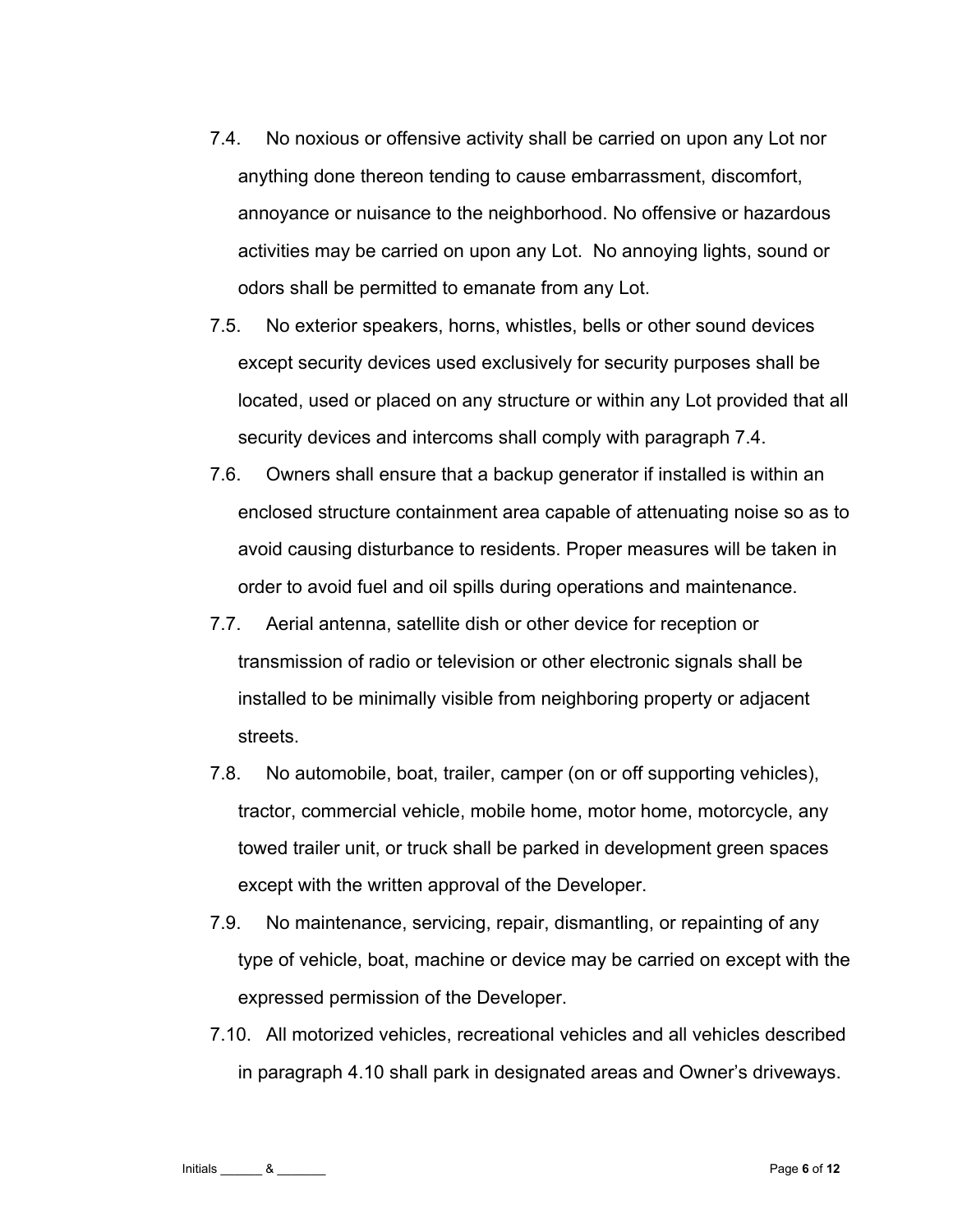7.4. No noxious or offensive activity shall be carried on upon any Lot nor anything done thereon tending to cause embarrassment, discomfort, annoyance or nuisance to the neighborhood. No offensive or hazardous activities may be carried on upon any Lot. No annoying lights, sound or odors shall be permitted to emanate from any Lot.

7.5. No exterior speakers, horns, whistles, bells or other sound devices except security devices used exclusively for security purposes shall be located, used or placed on any structure or within any Lot provided that all security devices and intercoms shall comply with paragraph 7.4.

7.6. Owners shall ensure that a backup generator if installed is within an enclosed structure containment area capable of attenuating noise so as to avoid causing disturbance to residents. Proper measures will be taken in order to avoid fuel and oil spills during operations and maintenance.

7.7. Aerial antenna, satellite dish or other device for reception or transmission of radio or television or other electronic signals shall be installed to be minimally visible from neighboring property or adjacent streets.

7.8. No automobile, boat, trailer, camper (on or off supporting vehicles), tractor, commercial vehicle, mobile home, motor home, motorcycle, any towed trailer unit, or truck shall be parked in development green spaces except with the written approval of the Developer.

7.9. No maintenance, servicing, repair, dismantling, or repainting of any type of vehicle, boat, machine or device may be carried on except with the expressed permission of the Developer.

7.10. All motorized vehicles, recreational vehicles and all vehicles described in paragraph 4.10 shall park in designated areas and Owner's driveways.

Initials ______ & _______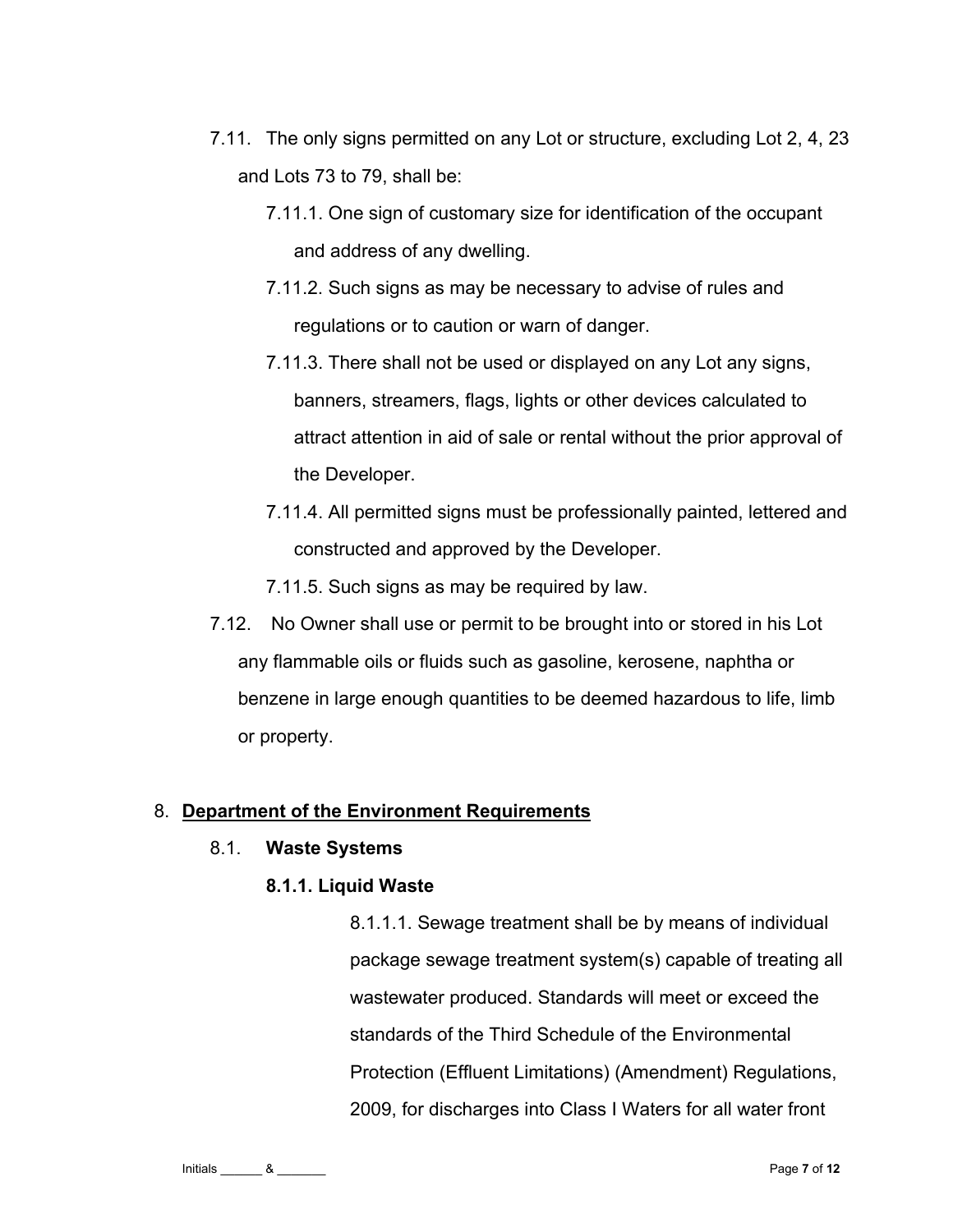7.11. The only signs permitted on any Lot or structure, excluding Lot 2, 4, 23 and Lots 73 to 79, shall be:

7.11.1. One sign of customary size for identification of the occupant and address of any dwelling.

7.11.2. Such signs as may be necessary to advise of rules and regulations or to caution or warn of danger.

7.11.3. There shall not be used or displayed on any Lot any signs, banners, streamers, flags, lights or other devices calculated to attract attention in aid of sale or rental without the prior approval of the Developer.

7.11.4. All permitted signs must be professionally painted, lettered and constructed and approved by the Developer.

7.11.5. Such signs as may be required by law.

7.12. No Owner shall use or permit to be brought into or stored in his Lot any flammable oils or fluids such as gasoline, kerosene, naphtha or benzene in large enough quantities to be deemed hazardous to life, limb or property.

## 8. <u>Department of the Environment Requirements</u>

### 8.1. **Waste Systems**

#### **8.1.1. Liquid Waste**

8.1.1.1. Sewage treatment shall be by means of individual package sewage treatment system(s) capable of treating all wastewater produced. Standards will meet or exceed the standards of the Third Schedule of the Environmental Protection (Effluent Limitations) (Amendment) Regulations, 2009, for discharges into Class I Waters for all water front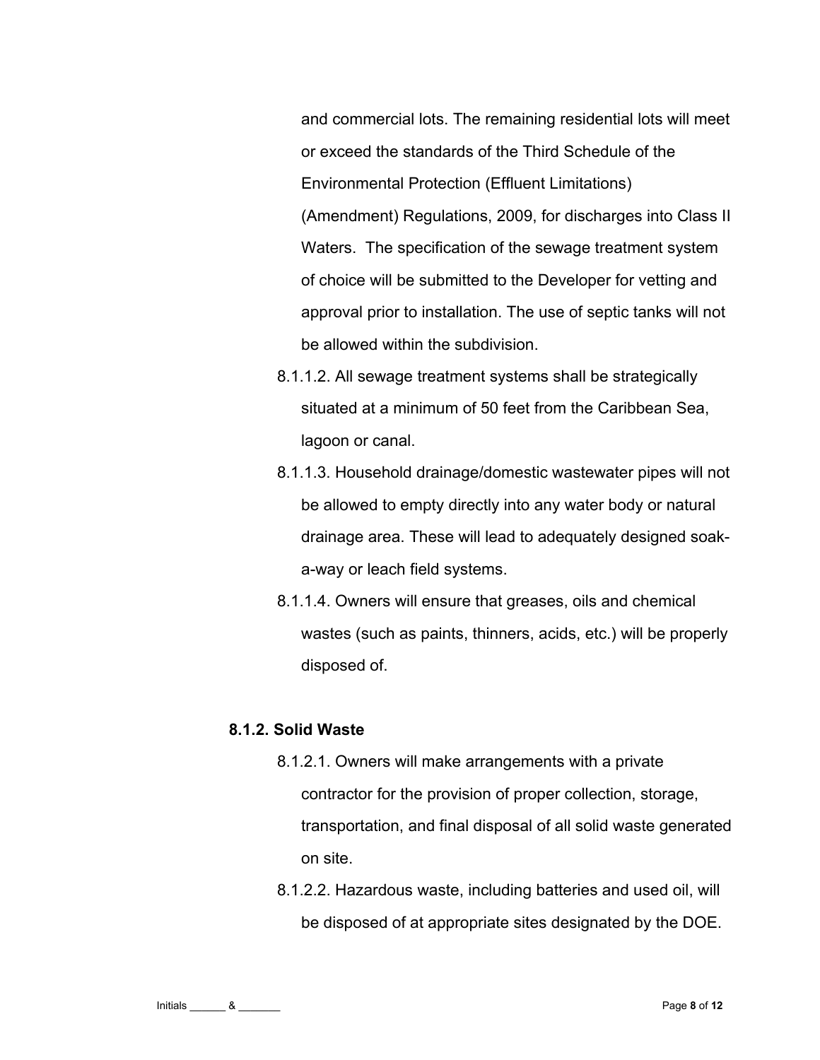and commercial lots. The remaining residential lots will meet or exceed the standards of the Third Schedule of the Environmental Protection (Effluent Limitations) (Amendment) Regulations, 2009, for discharges into Class II Waters. The specification of the sewage treatment system of choice will be submitted to the Developer for vetting and approval prior to installation. The use of septic tanks will not be allowed within the subdivision.

8.1.1.2. All sewage treatment systems shall be strategically situated at a minimum of 50 feet from the Caribbean Sea, lagoon or canal.

8.1.1.3. Household drainage/domestic wastewater pipes will not be allowed to empty directly into any water body or natural drainage area. These will lead to adequately designed soak-a-way or leach field systems.

8.1.1.4. Owners will ensure that greases, oils and chemical wastes (such as paints, thinners, acids, etc.) will be properly disposed of.

**8.1.2. Solid Waste**

8.1.2.1. Owners will make arrangements with a private contractor for the provision of proper collection, storage, transportation, and final disposal of all solid waste generated on site.

8.1.2.2. Hazardous waste, including batteries and used oil, will be disposed of at appropriate sites designated by the DOE.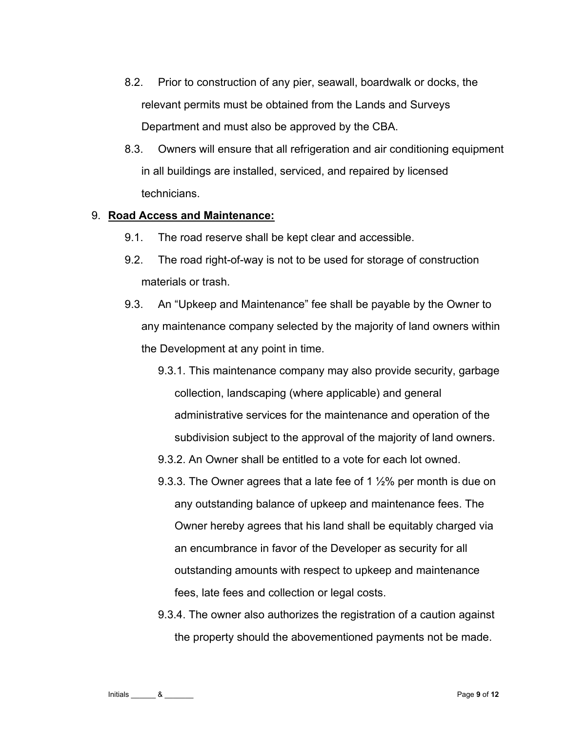8.2. Prior to construction of any pier, seawall, boardwalk or docks, the relevant permits must be obtained from the Lands and Surveys Department and must also be approved by the CBA.

8.3. Owners will ensure that all refrigeration and air conditioning equipment in all buildings are installed, serviced, and repaired by licensed technicians.

9. **Road Access and Maintenance:**

9.1. The road reserve shall be kept clear and accessible.

9.2. The road right-of-way is not to be used for storage of construction materials or trash.

9.3. An "Upkeep and Maintenance" fee shall be payable by the Owner to any maintenance company selected by the majority of land owners within the Development at any point in time.

9.3.1. This maintenance company may also provide security, garbage collection, landscaping (where applicable) and general administrative services for the maintenance and operation of the subdivision subject to the approval of the majority of land owners.

9.3.2. An Owner shall be entitled to a vote for each lot owned.

9.3.3. The Owner agrees that a late fee of 1 ½% per month is due on any outstanding balance of upkeep and maintenance fees. The Owner hereby agrees that his land shall be equitably charged via an encumbrance in favor of the Developer as security for all outstanding amounts with respect to upkeep and maintenance fees, late fees and collection or legal costs.

9.3.4. The owner also authorizes the registration of a caution against the property should the abovementioned payments not be made.

Initials ______ & _______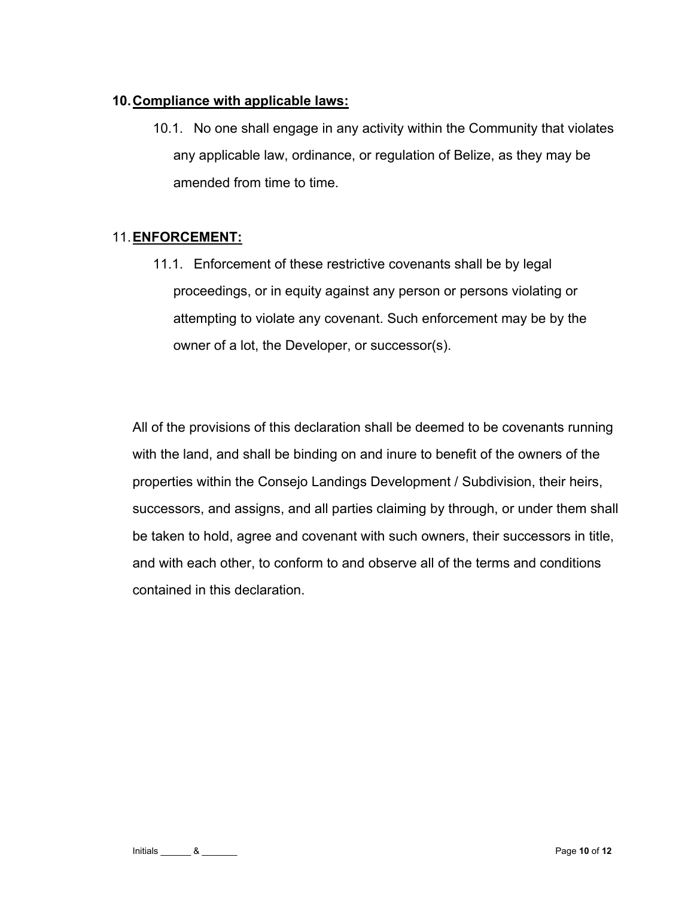## 10. Compliance with applicable laws:

10.1. No one shall engage in any activity within the Community that violates any applicable law, ordinance, or regulation of Belize, as they may be amended from time to time.

## 11. ENFORCEMENT:

11.1. Enforcement of these restrictive covenants shall be by legal proceedings, or in equity against any person or persons violating or attempting to violate any covenant. Such enforcement may be by the owner of a lot, the Developer, or successor(s).

All of the provisions of this declaration shall be deemed to be covenants running with the land, and shall be binding on and inure to benefit of the owners of the properties within the Consejo Landings Development / Subdivision, their heirs, successors, and assigns, and all parties claiming by through, or under them shall be taken to hold, agree and covenant with such owners, their successors in title, and with each other, to conform to and observe all of the terms and conditions contained in this declaration.

Initials ______ & _______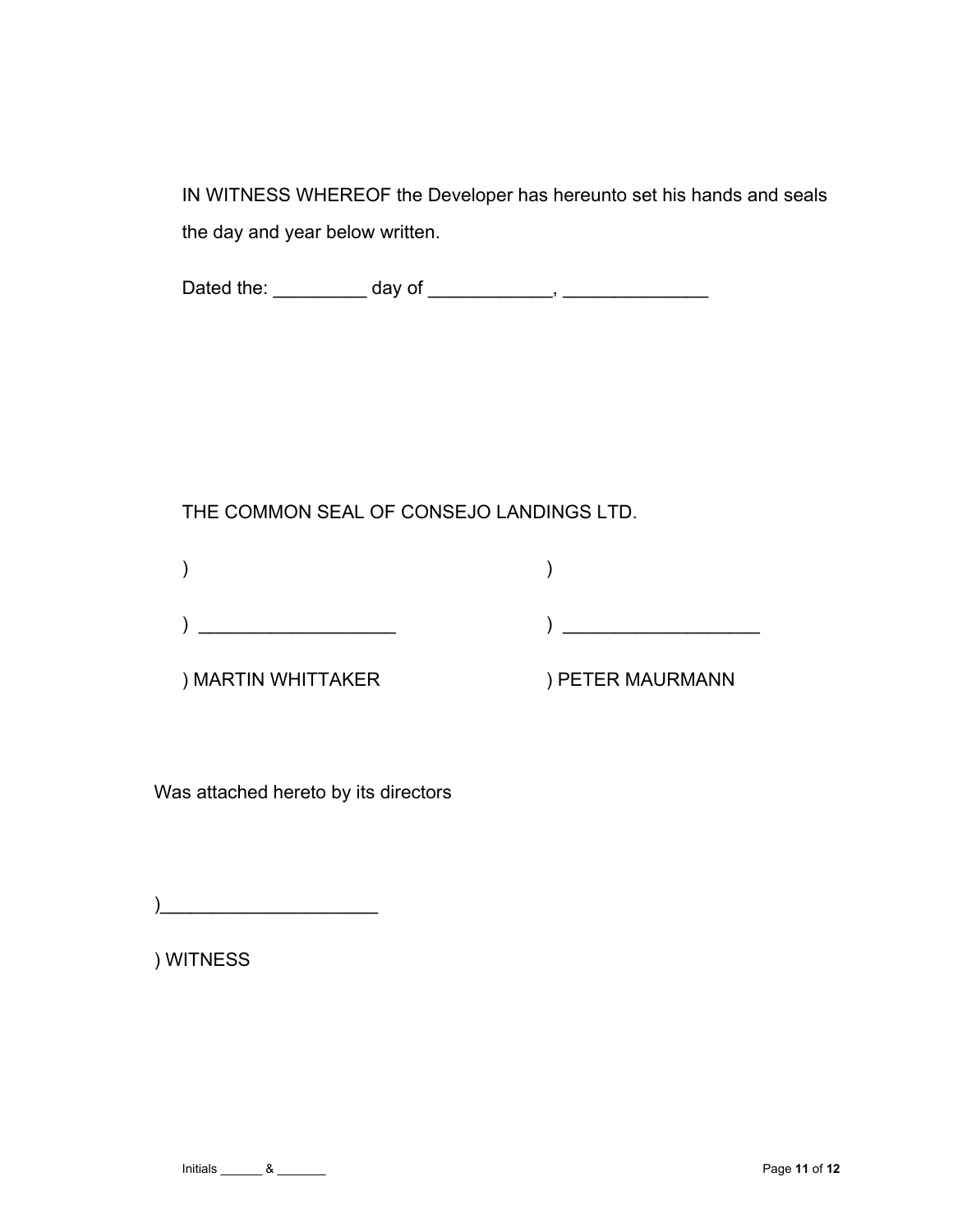IN WITNESS WHEREOF the Developer has hereunto set his hands and seals the day and year below written.

Dated the: _________ day of ____________, ______________

THE COMMON SEAL OF CONSEJO LANDINGS LTD.

| | |
|---|---|
| ) | ) |
| ) ____________________ | ) ____________________ |
| ) MARTIN WHITTAKER | ) PETER MAURMANN |

Was attached hereto by its directors

)______________________

) WITNESS

Initials ______ & _______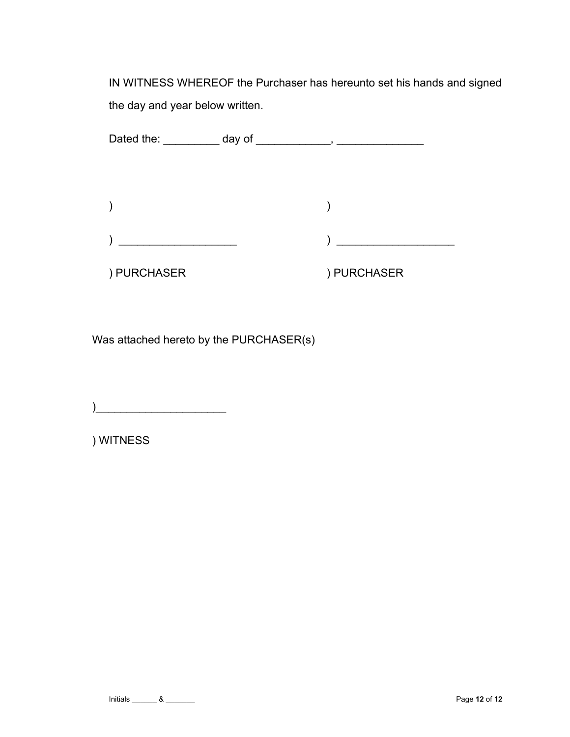IN WITNESS WHEREOF the Purchaser has hereunto set his hands and signed the day and year below written.

Dated the: _________ day of ____________, ______________

| | |
|---|---|
| ) | ) |
| ) ___________________ | ) ___________________ |
| ) PURCHASER | ) PURCHASER |

Was attached hereto by the PURCHASER(s)

)_____________________

) WITNESS

Initials ______ & _______